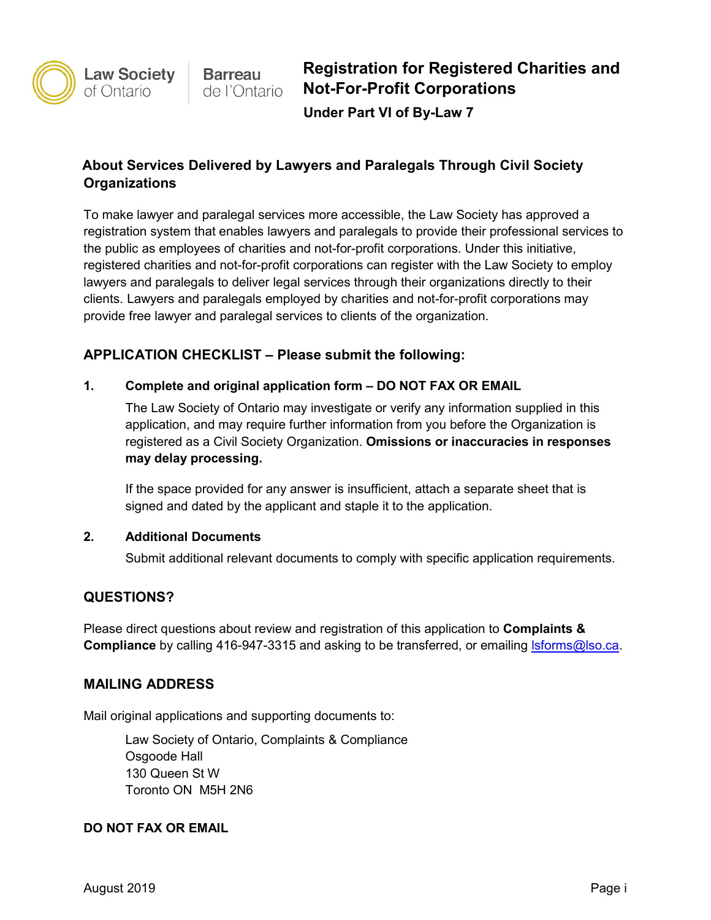Law Society of Ontario | Barreau de l'Ontario

# Registration for Registered Charities and Not-For-Profit Corporations

**Under Part VI of By-Law 7**

## About Services Delivered by Lawyers and Paralegals Through Civil Society Organizations

To make lawyer and paralegal services more accessible, the Law Society has approved a registration system that enables lawyers and paralegals to provide their professional services to the public as employees of charities and not-for-profit corporations. Under this initiative, registered charities and not-for-profit corporations can register with the Law Society to employ lawyers and paralegals to deliver legal services through their organizations directly to their clients. Lawyers and paralegals employed by charities and not-for-profit corporations may provide free lawyer and paralegal services to clients of the organization.

## APPLICATION CHECKLIST – Please submit the following:

**1. Complete and original application form – DO NOT FAX OR EMAIL**

The Law Society of Ontario may investigate or verify any information supplied in this application, and may require further information from you before the Organization is registered as a Civil Society Organization. **Omissions or inaccuracies in responses may delay processing.**

If the space provided for any answer is insufficient, attach a separate sheet that is signed and dated by the applicant and staple it to the application.

**2. Additional Documents**

Submit additional relevant documents to comply with specific application requirements.

## QUESTIONS?

Please direct questions about review and registration of this application to **Complaints & Compliance** by calling 416-947-3315 and asking to be transferred, or emailing lsforms@lso.ca.

## MAILING ADDRESS

Mail original applications and supporting documents to:

Law Society of Ontario, Complaints & Compliance
Osgoode Hall
130 Queen St W
Toronto ON M5H 2N6

**DO NOT FAX OR EMAIL**

August 2019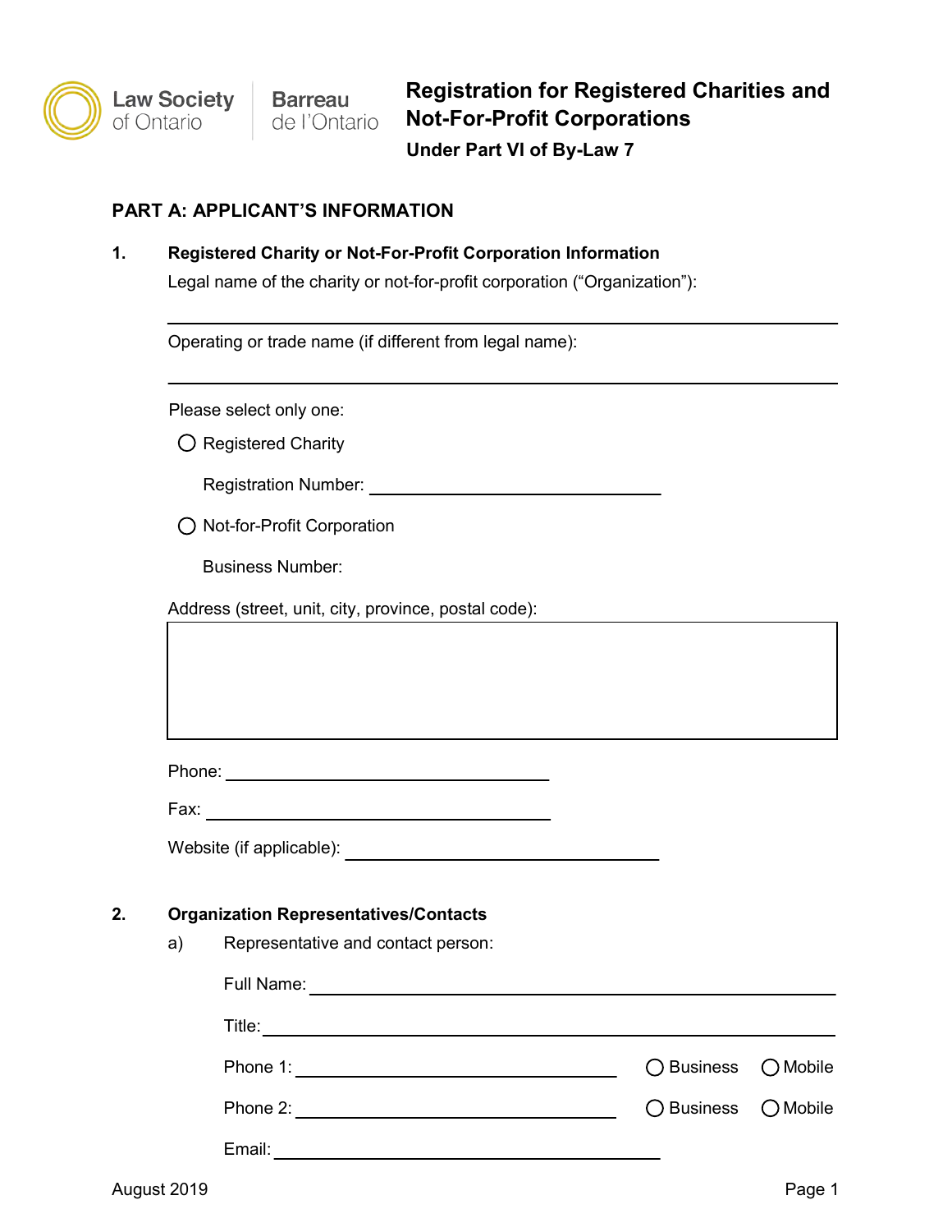Law Society of Ontario | Barreau de l'Ontario

# Registration for Registered Charities and Not-For-Profit Corporations

## Under Part VI of By-Law 7

## PART A: APPLICANT'S INFORMATION

### 1. Registered Charity or Not-For-Profit Corporation Information

Legal name of the charity or not-for-profit corporation ("Organization"):

______________________________________________

Operating or trade name (if different from legal name):

______________________________________________

Please select only one:

◯ Registered Charity

Registration Number: ____________________

◯ Not-for-Profit Corporation

Business Number:

Address (street, unit, city, province, postal code):

| |
|---|
| |

Phone: ____________________

Fax: ____________________

Website (if applicable): ____________________

### 2. Organization Representatives/Contacts

a) Representative and contact person:

Full Name: ______________________________________________

Title: ______________________________________________

Phone 1: ____________________ ◯ Business ◯ Mobile

Phone 2: ____________________ ◯ Business ◯ Mobile

Email: ____________________

August 2019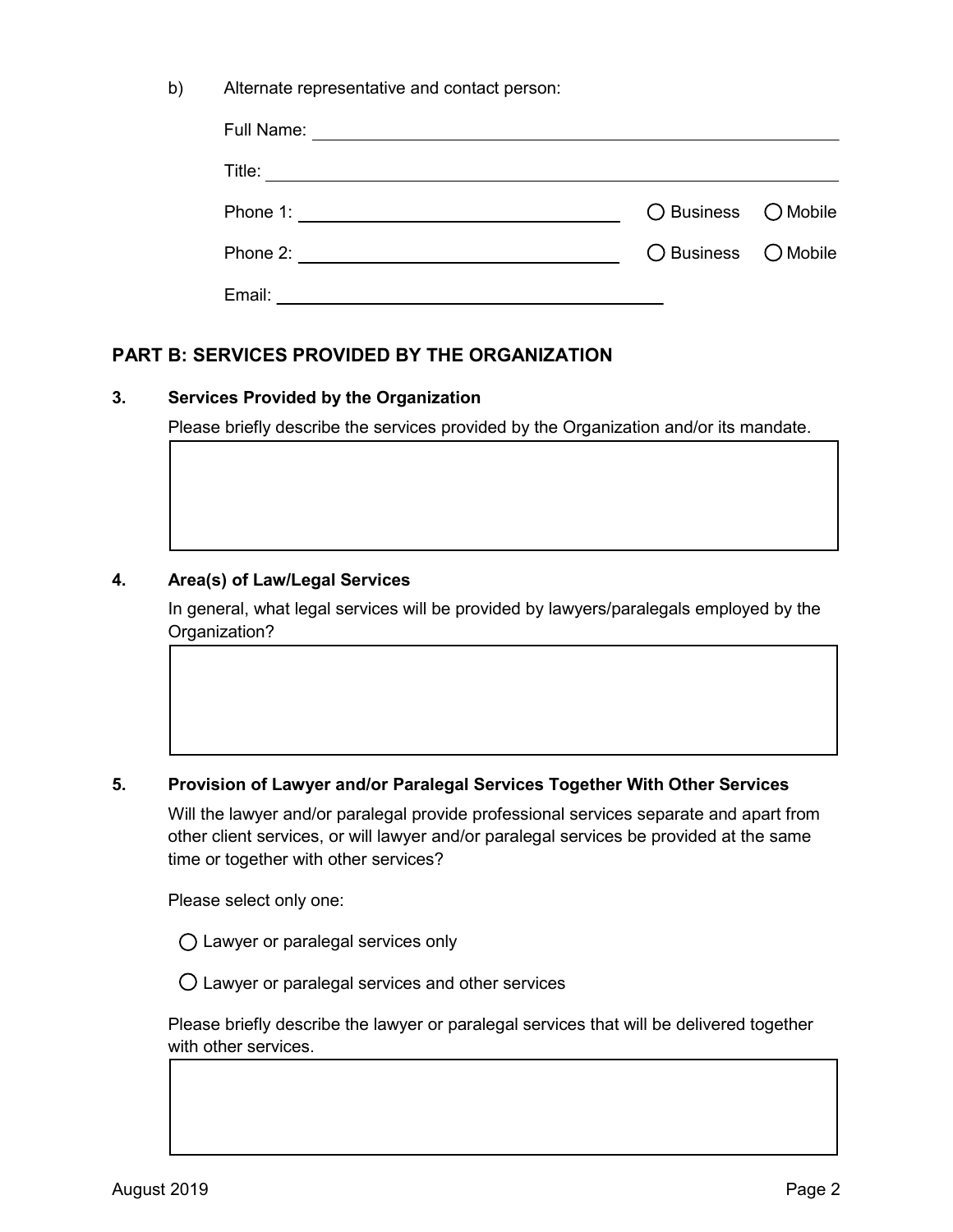b) Alternate representative and contact person:

Full Name: \_\_\_\_\_\_\_\_\_\_\_\_\_\_\_\_\_\_\_\_\_\_\_\_\_\_\_\_\_\_\_\_\_\_\_\_\_\_\_\_

Title: \_\_\_\_\_\_\_\_\_\_\_\_\_\_\_\_\_\_\_\_\_\_\_\_\_\_\_\_\_\_\_\_\_\_\_\_\_\_\_\_

Phone 1: \_\_\_\_\_\_\_\_\_\_\_\_\_\_\_\_\_\_\_\_\_\_\_\_\_\_ ◯ Business ◯ Mobile

Phone 2: \_\_\_\_\_\_\_\_\_\_\_\_\_\_\_\_\_\_\_\_\_\_\_\_\_\_ ◯ Business ◯ Mobile

Email: \_\_\_\_\_\_\_\_\_\_\_\_\_\_\_\_\_\_\_\_\_\_\_\_\_\_\_\_\_\_\_\_

## PART B: SERVICES PROVIDED BY THE ORGANIZATION

### 3. Services Provided by the Organization

Please briefly describe the services provided by the Organization and/or its mandate.

### 4. Area(s) of Law/Legal Services

In general, what legal services will be provided by lawyers/paralegals employed by the Organization?

### 5. Provision of Lawyer and/or Paralegal Services Together With Other Services

Will the lawyer and/or paralegal provide professional services separate and apart from other client services, or will lawyer and/or paralegal services be provided at the same time or together with other services?

Please select only one:

◯ Lawyer or paralegal services only

◯ Lawyer or paralegal services and other services

Please briefly describe the lawyer or paralegal services that will be delivered together with other services.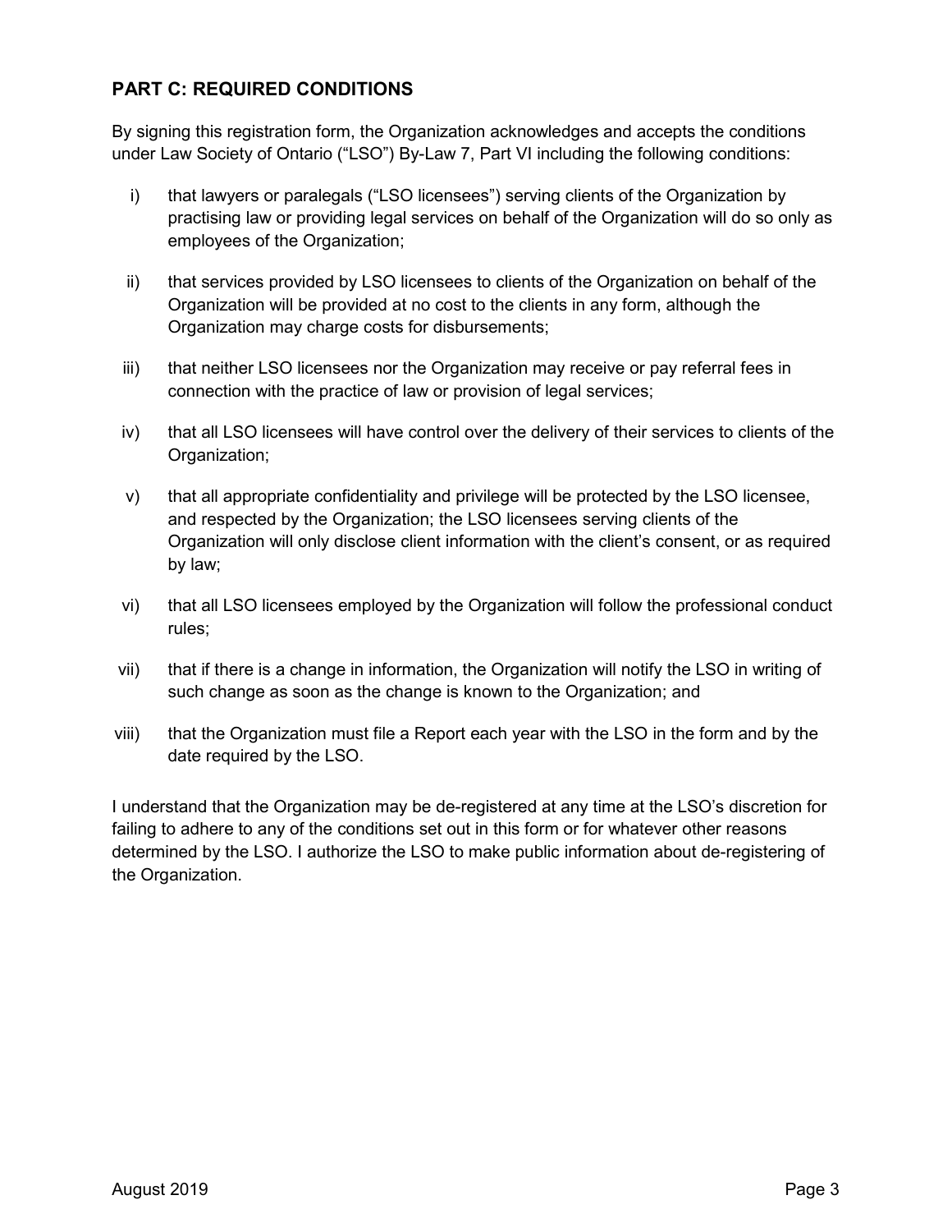## PART C: REQUIRED CONDITIONS

By signing this registration form, the Organization acknowledges and accepts the conditions under Law Society of Ontario ("LSO") By-Law 7, Part VI including the following conditions:

i) that lawyers or paralegals ("LSO licensees") serving clients of the Organization by practising law or providing legal services on behalf of the Organization will do so only as employees of the Organization;

ii) that services provided by LSO licensees to clients of the Organization on behalf of the Organization will be provided at no cost to the clients in any form, although the Organization may charge costs for disbursements;

iii) that neither LSO licensees nor the Organization may receive or pay referral fees in connection with the practice of law or provision of legal services;

iv) that all LSO licensees will have control over the delivery of their services to clients of the Organization;

v) that all appropriate confidentiality and privilege will be protected by the LSO licensee, and respected by the Organization; the LSO licensees serving clients of the Organization will only disclose client information with the client's consent, or as required by law;

vi) that all LSO licensees employed by the Organization will follow the professional conduct rules;

vii) that if there is a change in information, the Organization will notify the LSO in writing of such change as soon as the change is known to the Organization; and

viii) that the Organization must file a Report each year with the LSO in the form and by the date required by the LSO.

I understand that the Organization may be de-registered at any time at the LSO's discretion for failing to adhere to any of the conditions set out in this form or for whatever other reasons determined by the LSO. I authorize the LSO to make public information about de-registering of the Organization.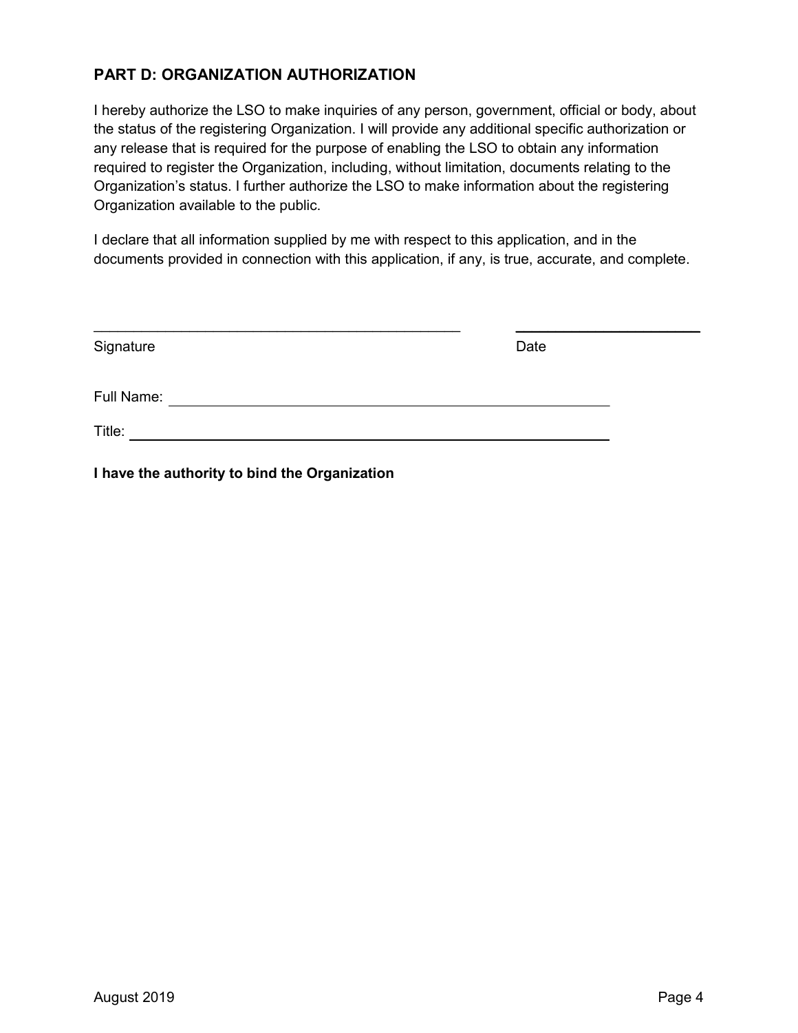## PART D: ORGANIZATION AUTHORIZATION

I hereby authorize the LSO to make inquiries of any person, government, official or body, about the status of the registering Organization. I will provide any additional specific authorization or any release that is required for the purpose of enabling the LSO to obtain any information required to register the Organization, including, without limitation, documents relating to the Organization's status. I further authorize the LSO to make information about the registering Organization available to the public.

I declare that all information supplied by me with respect to this application, and in the documents provided in connection with this application, if any, is true, accurate, and complete.

_______________________________________________ _______________________

Signature Date

Full Name: ____________________________________________________

Title: ________________________________________________________

**I have the authority to bind the Organization**

August 2019